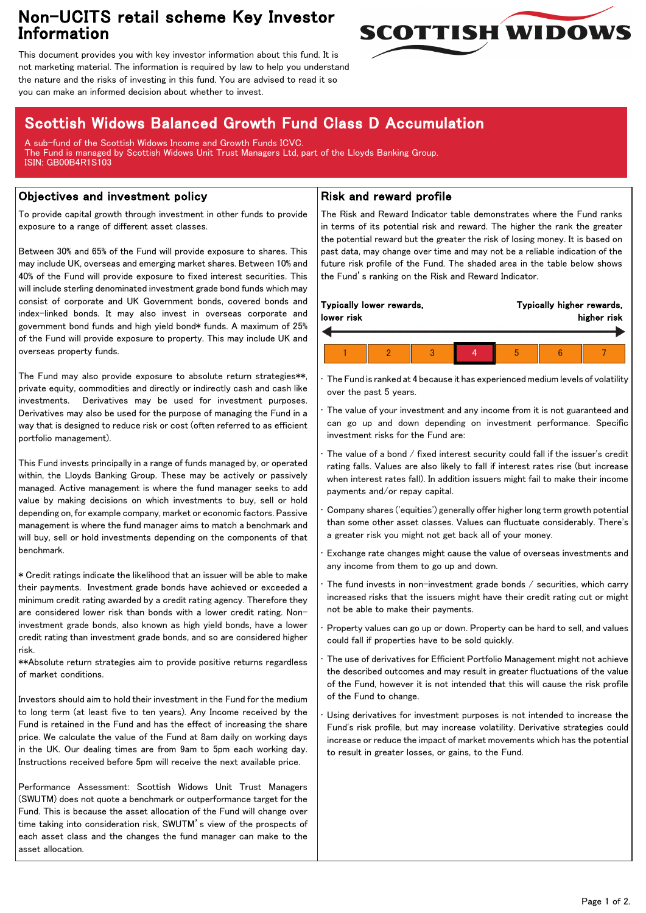# Non-UCITS retail scheme Key Investor Information

This document provides you with key investor information about this fund. It is not marketing material. The information is required by law to help you understand the nature and the risks of investing in this fund. You are advised to read it so you can make an informed decision about whether to invest.

## Scottish Widows Balanced Growth Fund Class D Accumulation

A sub-fund of the Scottish Widows Income and Growth Funds ICVC.
The Fund is managed by Scottish Widows Unit Trust Managers Ltd, part of the Lloyds Banking Group.
ISIN: GB00B4R1S103

## Objectives and investment policy

To provide capital growth through investment in other funds to provide exposure to a range of different asset classes.

Between 30% and 65% of the Fund will provide exposure to shares. This may include UK, overseas and emerging market shares. Between 10% and 40% of the Fund will provide exposure to fixed interest securities. This will include sterling denominated investment grade bond funds which may consist of corporate and UK Government bonds, covered bonds and index-linked bonds. It may also invest in overseas corporate and government bond funds and high yield bond* funds. A maximum of 25% of the Fund will provide exposure to property. This may include UK and overseas property funds.

The Fund may also provide exposure to absolute return strategies**, private equity, commodities and directly or indirectly cash and cash like investments. Derivatives may be used for investment purposes. Derivatives may also be used for the purpose of managing the Fund in a way that is designed to reduce risk or cost (often referred to as efficient portfolio management).

This Fund invests principally in a range of funds managed by, or operated within, the Lloyds Banking Group. These may be actively or passively managed. Active management is where the fund manager seeks to add value by making decisions on which investments to buy, sell or hold depending on, for example company, market or economic factors. Passive management is where the fund manager aims to match a benchmark and will buy, sell or hold investments depending on the components of that benchmark.

* Credit ratings indicate the likelihood that an issuer will be able to make their payments. Investment grade bonds have achieved or exceeded a minimum credit rating awarded by a credit rating agency. Therefore they are considered lower risk than bonds with a lower credit rating. Non-investment grade bonds, also known as high yield bonds, have a lower credit rating than investment grade bonds, and so are considered higher risk.
**Absolute return strategies aim to provide positive returns regardless of market conditions.

Investors should aim to hold their investment in the Fund for the medium to long term (at least five to ten years). Any Income received by the Fund is retained in the Fund and has the effect of increasing the share price. We calculate the value of the Fund at 8am daily on working days in the UK. Our dealing times are from 9am to 5pm each working day. Instructions received before 5pm will receive the next available price.

Performance Assessment: Scottish Widows Unit Trust Managers (SWUTM) does not quote a benchmark or outperformance target for the Fund. This is because the asset allocation of the Fund will change over time taking into consideration risk, SWUTM's view of the prospects of each asset class and the changes the fund manager can make to the asset allocation.

## Risk and reward profile

The Risk and Reward Indicator table demonstrates where the Fund ranks in terms of its potential risk and reward. The higher the rank the greater the potential reward but the greater the risk of losing money. It is based on past data, may change over time and may not be a reliable indication of the future risk profile of the Fund. The shaded area in the table below shows the Fund's ranking on the Risk and Reward Indicator.

**Typically lower rewards, lower risk** ← → **Typically higher rewards, higher risk**

| 1 | 2 | 3 | **4** | 5 | 6 | 7 |
|---|---|---|---|---|---|---|

- The Fund is ranked at 4 because it has experienced medium levels of volatility over the past 5 years.
- The value of your investment and any income from it is not guaranteed and can go up and down depending on investment performance. Specific investment risks for the Fund are:
- The value of a bond / fixed interest security could fall if the issuer's credit rating falls. Values are also likely to fall if interest rates rise (but increase when interest rates fall). In addition issuers might fail to make their income payments and/or repay capital.
- Company shares ('equities') generally offer higher long term growth potential than some other asset classes. Values can fluctuate considerably. There's a greater risk you might not get back all of your money.
- Exchange rate changes might cause the value of overseas investments and any income from them to go up and down.
- The fund invests in non-investment grade bonds / securities, which carry increased risks that the issuers might have their credit rating cut or might not be able to make their payments.
- Property values can go up or down. Property can be hard to sell, and values could fall if properties have to be sold quickly.
- The use of derivatives for Efficient Portfolio Management might not achieve the described outcomes and may result in greater fluctuations of the value of the Fund, however it is not intended that this will cause the risk profile of the Fund to change.
- Using derivatives for investment purposes is not intended to increase the Fund's risk profile, but may increase volatility. Derivative strategies could increase or reduce the impact of market movements which has the potential to result in greater losses, or gains, to the Fund.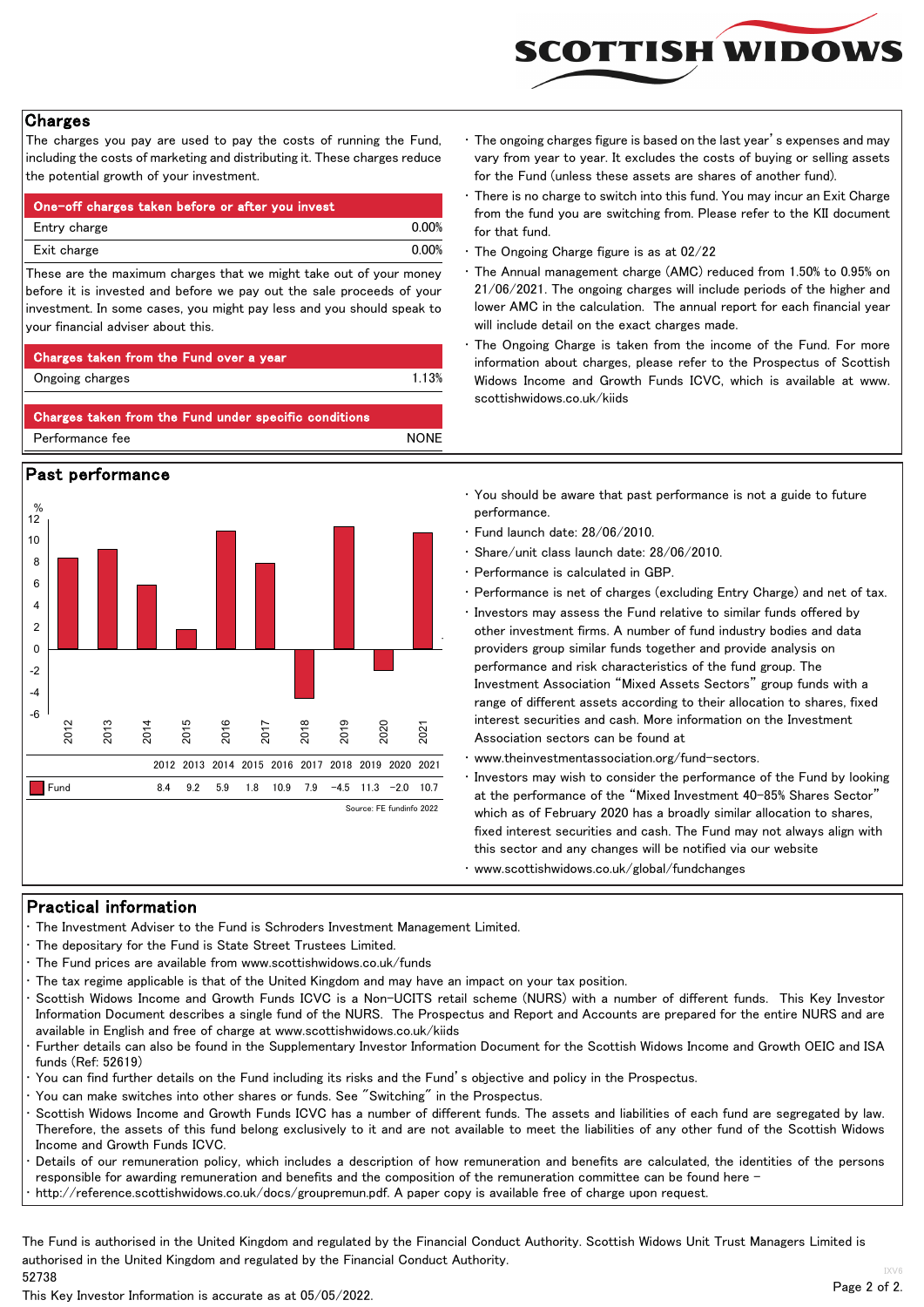## Charges

The charges you pay are used to pay the costs of running the Fund, including the costs of marketing and distributing it. These charges reduce the potential growth of your investment.

| One-off charges taken before or after you invest | |
|---|---|
| Entry charge | 0.00% |
| Exit charge | 0.00% |

These are the maximum charges that we might take out of your money before it is invested and before we pay out the sale proceeds of your investment. In some cases, you might pay less and you should speak to your financial adviser about this.

| Charges taken from the Fund over a year | |
|---|---|
| Ongoing charges | 1.13% |

| Charges taken from the Fund under specific conditions | |
|---|---|
| Performance fee | NONE |

- The ongoing charges figure is based on the last year's expenses and may vary from year to year. It excludes the costs of buying or selling assets for the Fund (unless these assets are shares of another fund).
- There is no charge to switch into this fund. You may incur an Exit Charge from the fund you are switching from. Please refer to the KII document for that fund.
- The Ongoing Charge figure is as at 02/22
- The Annual management charge (AMC) reduced from 1.50% to 0.95% on 21/06/2021. The ongoing charges will include periods of the higher and lower AMC in the calculation. The annual report for each financial year will include detail on the exact charges made.
- The Ongoing Charge is taken from the income of the Fund. For more information about charges, please refer to the Prospectus of Scottish Widows Income and Growth Funds ICVC, which is available at www.scottishwidows.co.uk/kiids

## Past performance

%
12
10
8
6
4
2
0
-2
-4
-6

2012 2013 2014 2015 2016 2017 2018 2019 2020 2021

| | 2012 | 2013 | 2014 | 2015 | 2016 | 2017 | 2018 | 2019 | 2020 | 2021 |
|---|---|---|---|---|---|---|---|---|---|---|
| Fund | 8.4 | 9.2 | 5.9 | 1.8 | 10.9 | 7.9 | −4.5 | 11.3 | −2.0 | 10.7 |

Source: FE fundinfo 2022

- You should be aware that past performance is not a guide to future performance.
- Fund launch date: 28/06/2010.
- Share/unit class launch date: 28/06/2010.
- Performance is calculated in GBP.
- Performance is net of charges (excluding Entry Charge) and net of tax.
- Investors may assess the Fund relative to similar funds offered by other investment firms. A number of fund industry bodies and data providers group similar funds together and provide analysis on performance and risk characteristics of the fund group. The Investment Association "Mixed Assets Sectors" group funds with a range of different assets according to their allocation to shares, fixed interest securities and cash. More information on the Investment Association sectors can be found at
- www.theinvestmentassociation.org/fund-sectors.
- Investors may wish to consider the performance of the Fund by looking at the performance of the "Mixed Investment 40-85% Shares Sector" which as of February 2020 has a broadly similar allocation to shares, fixed interest securities and cash. The Fund may not always align with this sector and any changes will be notified via our website
- www.scottishwidows.co.uk/global/fundchanges

## Practical information

- The Investment Adviser to the Fund is Schroders Investment Management Limited.
- The depositary for the Fund is State Street Trustees Limited.
- The Fund prices are available from www.scottishwidows.co.uk/funds
- The tax regime applicable is that of the United Kingdom and may have an impact on your tax position.
- Scottish Widows Income and Growth Funds ICVC is a Non-UCITS retail scheme (NURS) with a number of different funds. This Key Investor Information Document describes a single fund of the NURS. The Prospectus and Report and Accounts are prepared for the entire NURS and are available in English and free of charge at www.scottishwidows.co.uk/kiids
- Further details can also be found in the Supplementary Investor Information Document for the Scottish Widows Income and Growth OEIC and ISA funds (Ref: 52619)
- You can find further details on the Fund including its risks and the Fund's objective and policy in the Prospectus.
- You can make switches into other shares or funds. See "Switching" in the Prospectus.
- Scottish Widows Income and Growth Funds ICVC has a number of different funds. The assets and liabilities of each fund are segregated by law. Therefore, the assets of this fund belong exclusively to it and are not available to meet the liabilities of any other fund of the Scottish Widows Income and Growth Funds ICVC.
- Details of our remuneration policy, which includes a description of how remuneration and benefits are calculated, the identities of the persons responsible for awarding remuneration and benefits and the composition of the remuneration committee can be found here –
- http://reference.scottishwidows.co.uk/docs/groupremun.pdf. A paper copy is available free of charge upon request.

The Fund is authorised in the United Kingdom and regulated by the Financial Conduct Authority. Scottish Widows Unit Trust Managers Limited is authorised in the United Kingdom and regulated by the Financial Conduct Authority.
52738
This Key Investor Information is accurate as at 05/05/2022.